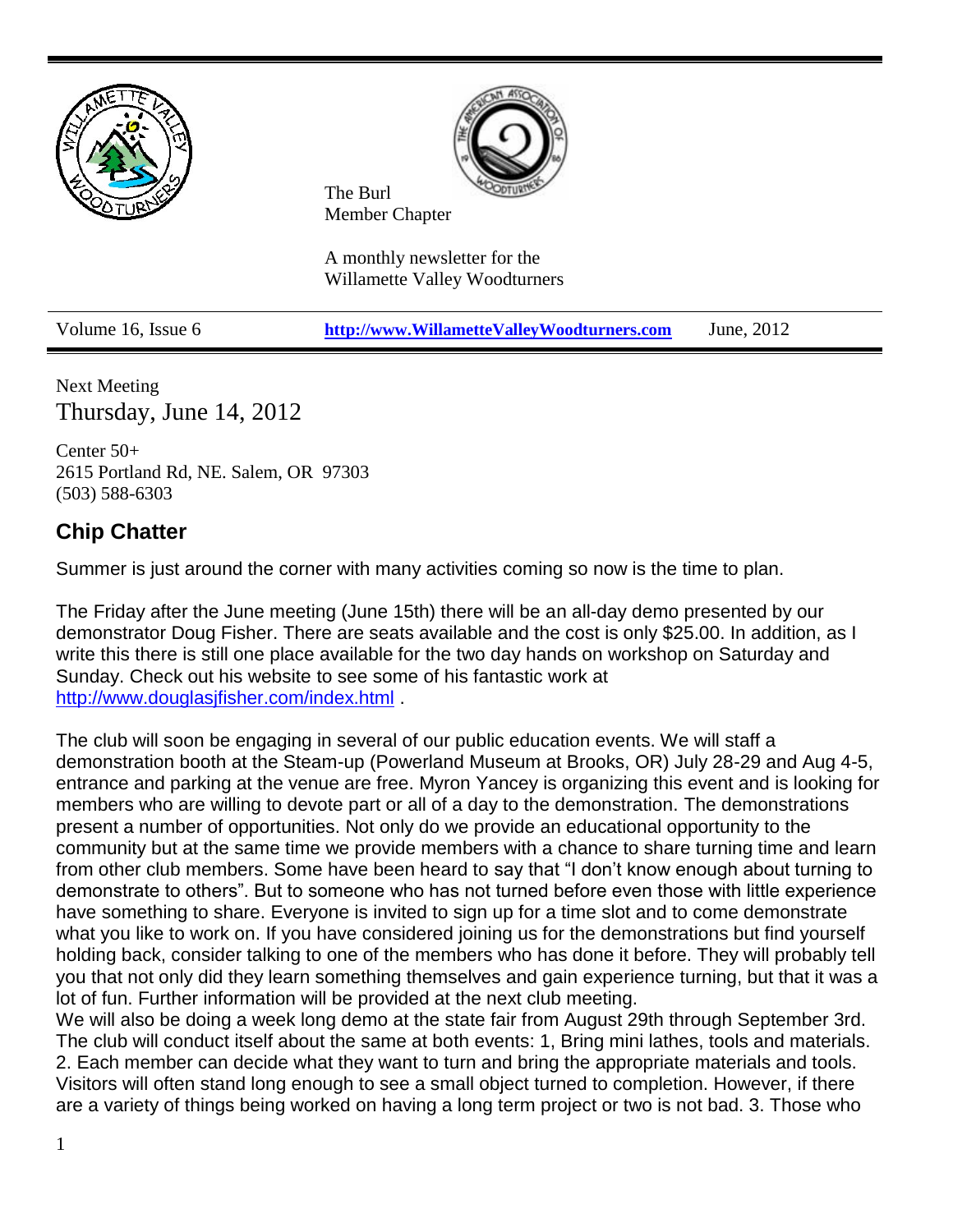The Burl
Member Chapter

A monthly newsletter for the
Willamette Valley Woodturners

| Volume 16, Issue 6 | http://www.WillametteValleyWoodturners.com | June, 2012 |
|---|---|---|

Next Meeting

## Thursday, June 14, 2012

Center 50+
2615 Portland Rd, NE. Salem, OR 97303
(503) 588-6303

## Chip Chatter

Summer is just around the corner with many activities coming so now is the time to plan.

The Friday after the June meeting (June 15th) there will be an all-day demo presented by our demonstrator Doug Fisher. There are seats available and the cost is only $25.00. In addition, as I write this there is still one place available for the two day hands on workshop on Saturday and Sunday. Check out his website to see some of his fantastic work at http://www.douglasjfisher.com/index.html .

The club will soon be engaging in several of our public education events. We will staff a demonstration booth at the Steam-up (Powerland Museum at Brooks, OR) July 28-29 and Aug 4-5, entrance and parking at the venue are free. Myron Yancey is organizing this event and is looking for members who are willing to devote part or all of a day to the demonstration. The demonstrations present a number of opportunities. Not only do we provide an educational opportunity to the community but at the same time we provide members with a chance to share turning time and learn from other club members. Some have been heard to say that "I don't know enough about turning to demonstrate to others". But to someone who has not turned before even those with little experience have something to share. Everyone is invited to sign up for a time slot and to come demonstrate what you like to work on. If you have considered joining us for the demonstrations but find yourself holding back, consider talking to one of the members who has done it before. They will probably tell you that not only did they learn something themselves and gain experience turning, but that it was a lot of fun. Further information will be provided at the next club meeting.
We will also be doing a week long demo at the state fair from August 29th through September 3rd. The club will conduct itself about the same at both events: 1, Bring mini lathes, tools and materials. 2. Each member can decide what they want to turn and bring the appropriate materials and tools. Visitors will often stand long enough to see a small object turned to completion. However, if there are a variety of things being worked on having a long term project or two is not bad. 3. Those who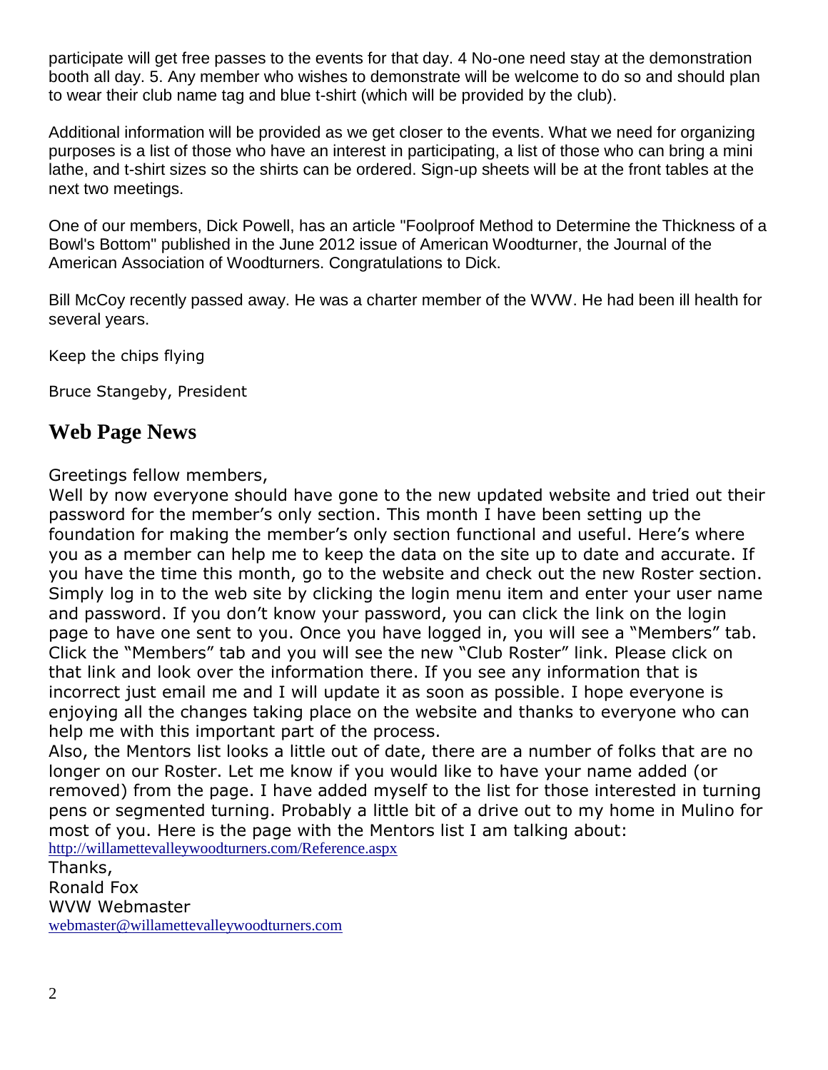participate will get free passes to the events for that day. 4 No-one need stay at the demonstration booth all day. 5. Any member who wishes to demonstrate will be welcome to do so and should plan to wear their club name tag and blue t-shirt (which will be provided by the club).

Additional information will be provided as we get closer to the events. What we need for organizing purposes is a list of those who have an interest in participating, a list of those who can bring a mini lathe, and t-shirt sizes so the shirts can be ordered. Sign-up sheets will be at the front tables at the next two meetings.

One of our members, Dick Powell, has an article "Foolproof Method to Determine the Thickness of a Bowl's Bottom" published in the June 2012 issue of American Woodturner, the Journal of the American Association of Woodturners. Congratulations to Dick.

Bill McCoy recently passed away. He was a charter member of the WVW. He had been ill health for several years.

Keep the chips flying

Bruce Stangeby, President

## Web Page News

Greetings fellow members,
Well by now everyone should have gone to the new updated website and tried out their password for the member's only section. This month I have been setting up the foundation for making the member's only section functional and useful. Here's where you as a member can help me to keep the data on the site up to date and accurate. If you have the time this month, go to the website and check out the new Roster section. Simply log in to the web site by clicking the login menu item and enter your user name and password. If you don't know your password, you can click the link on the login page to have one sent to you. Once you have logged in, you will see a "Members" tab. Click the "Members" tab and you will see the new "Club Roster" link. Please click on that link and look over the information there. If you see any information that is incorrect just email me and I will update it as soon as possible. I hope everyone is enjoying all the changes taking place on the website and thanks to everyone who can help me with this important part of the process.
Also, the Mentors list looks a little out of date, there are a number of folks that are no longer on our Roster. Let me know if you would like to have your name added (or removed) from the page. I have added myself to the list for those interested in turning pens or segmented turning. Probably a little bit of a drive out to my home in Mulino for most of you. Here is the page with the Mentors list I am talking about:
http://willamettevalleywoodturners.com/Reference.aspx
Thanks,
Ronald Fox
WVW Webmaster
webmaster@willamettevalleywoodturners.com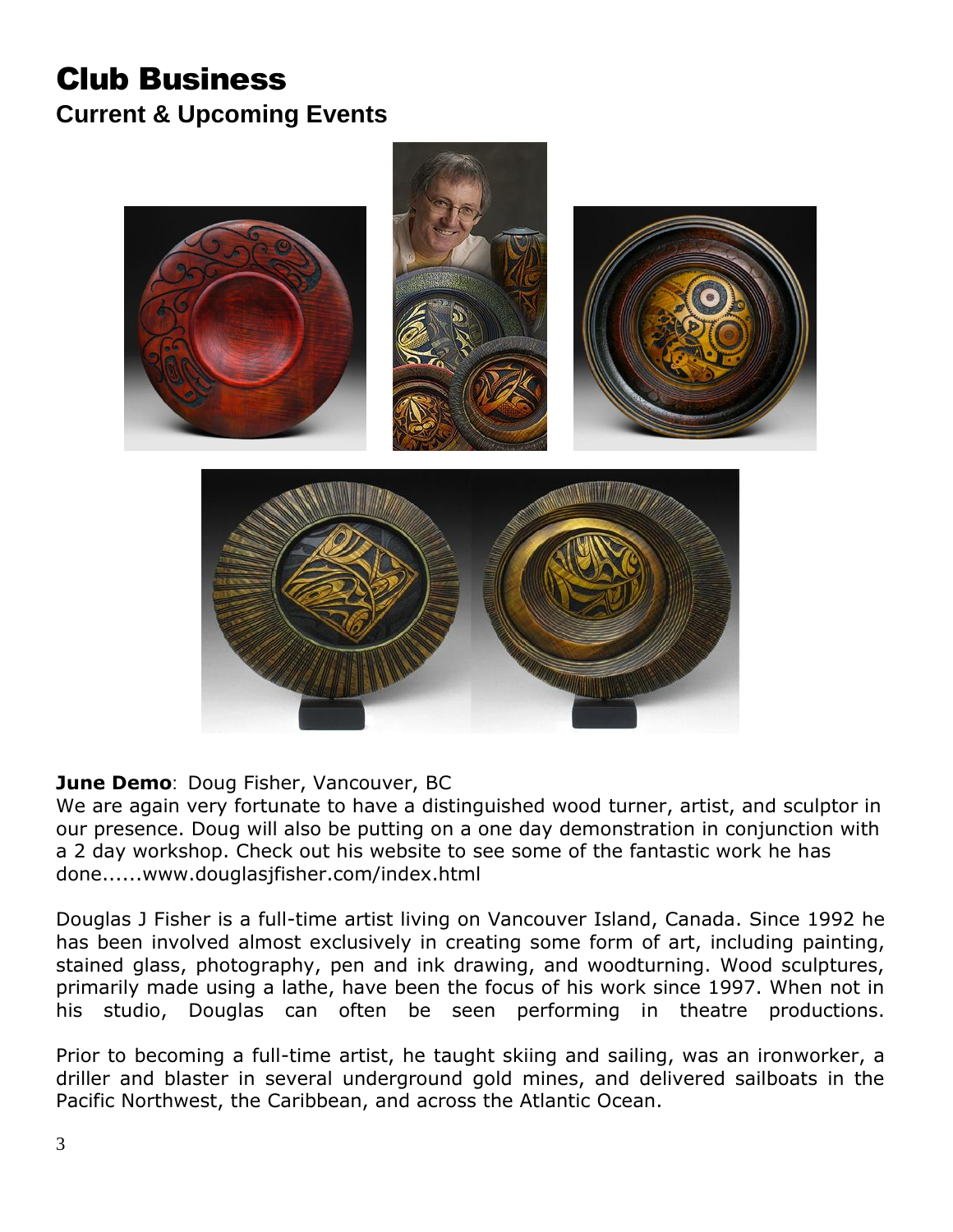# Club Business

## Current & Upcoming Events

**June Demo**: Doug Fisher, Vancouver, BC
We are again very fortunate to have a distinguished wood turner, artist, and sculptor in our presence. Doug will also be putting on a one day demonstration in conjunction with a 2 day workshop. Check out his website to see some of the fantastic work he has done......www.douglasjfisher.com/index.html

Douglas J Fisher is a full-time artist living on Vancouver Island, Canada. Since 1992 he has been involved almost exclusively in creating some form of art, including painting, stained glass, photography, pen and ink drawing, and woodturning. Wood sculptures, primarily made using a lathe, have been the focus of his work since 1997. When not in his studio, Douglas can often be seen performing in theatre productions.

Prior to becoming a full-time artist, he taught skiing and sailing, was an ironworker, a driller and blaster in several underground gold mines, and delivered sailboats in the Pacific Northwest, the Caribbean, and across the Atlantic Ocean.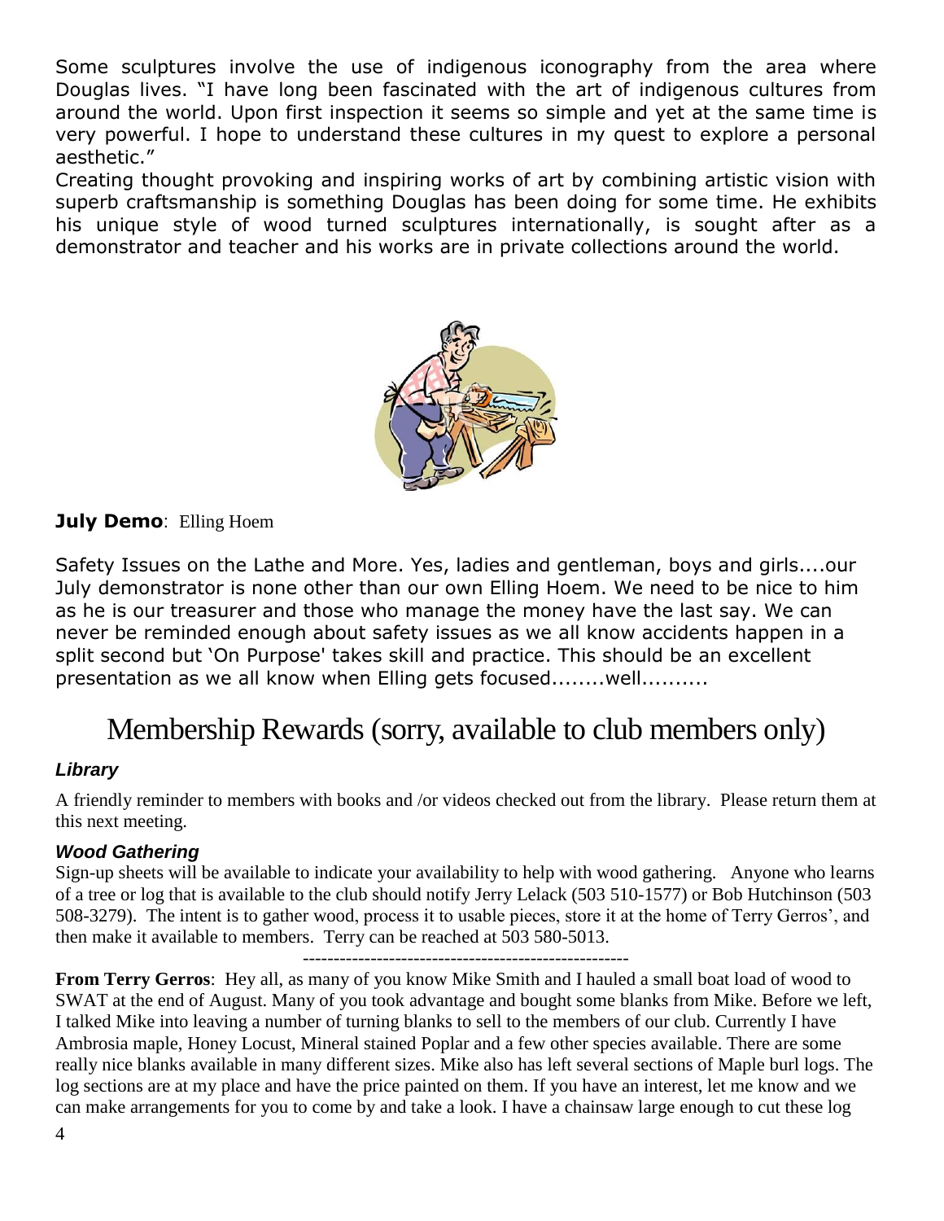Some sculptures involve the use of indigenous iconography from the area where Douglas lives. "I have long been fascinated with the art of indigenous cultures from around the world. Upon first inspection it seems so simple and yet at the same time is very powerful. I hope to understand these cultures in my quest to explore a personal aesthetic."

Creating thought provoking and inspiring works of art by combining artistic vision with superb craftsmanship is something Douglas has been doing for some time. He exhibits his unique style of wood turned sculptures internationally, is sought after as a demonstrator and teacher and his works are in private collections around the world.

**July Demo**: Elling Hoem

Safety Issues on the Lathe and More. Yes, ladies and gentleman, boys and girls....our July demonstrator is none other than our own Elling Hoem. We need to be nice to him as he is our treasurer and those who manage the money have the last say. We can never be reminded enough about safety issues as we all know accidents happen in a split second but 'On Purpose' takes skill and practice. This should be an excellent presentation as we all know when Elling gets focused........well..........

# Membership Rewards (sorry, available to club members only)

### *Library*

A friendly reminder to members with books and /or videos checked out from the library. Please return them at this next meeting.

### *Wood Gathering*

Sign-up sheets will be available to indicate your availability to help with wood gathering. Anyone who learns of a tree or log that is available to the club should notify Jerry Lelack (503 510-1577) or Bob Hutchinson (503 508-3279). The intent is to gather wood, process it to usable pieces, store it at the home of Terry Gerros', and then make it available to members. Terry can be reached at 503 580-5013.

-----------------------------------------------------

**From Terry Gerros**: Hey all, as many of you know Mike Smith and I hauled a small boat load of wood to SWAT at the end of August. Many of you took advantage and bought some blanks from Mike. Before we left, I talked Mike into leaving a number of turning blanks to sell to the members of our club. Currently I have Ambrosia maple, Honey Locust, Mineral stained Poplar and a few other species available. There are some really nice blanks available in many different sizes. Mike also has left several sections of Maple burl logs. The log sections are at my place and have the price painted on them. If you have an interest, let me know and we can make arrangements for you to come by and take a look. I have a chainsaw large enough to cut these log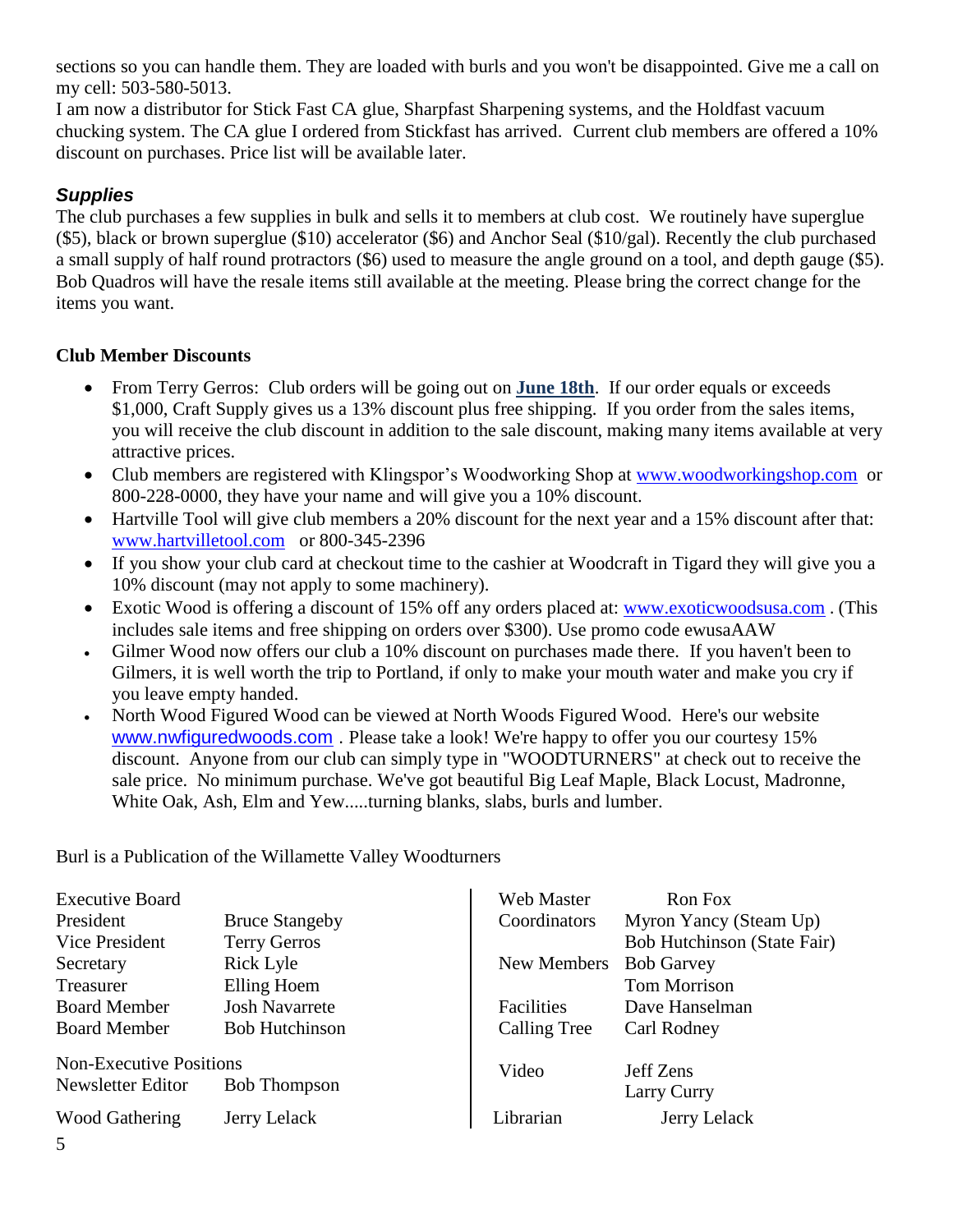sections so you can handle them. They are loaded with burls and you won't be disappointed. Give me a call on my cell: 503-580-5013.

I am now a distributor for Stick Fast CA glue, Sharpfast Sharpening systems, and the Holdfast vacuum chucking system. The CA glue I ordered from Stickfast has arrived. Current club members are offered a 10% discount on purchases. Price list will be available later.

### *Supplies*

The club purchases a few supplies in bulk and sells it to members at club cost. We routinely have superglue ($5), black or brown superglue ($10) accelerator ($6) and Anchor Seal ($10/gal). Recently the club purchased a small supply of half round protractors ($6) used to measure the angle ground on a tool, and depth gauge ($5). Bob Quadros will have the resale items still available at the meeting. Please bring the correct change for the items you want.

**Club Member Discounts**

- From Terry Gerros: Club orders will be going out on **June 18th**. If our order equals or exceeds $1,000, Craft Supply gives us a 13% discount plus free shipping. If you order from the sales items, you will receive the club discount in addition to the sale discount, making many items available at very attractive prices.
- Club members are registered with Klingspor's Woodworking Shop at www.woodworkingshop.com or 800-228-0000, they have your name and will give you a 10% discount.
- Hartville Tool will give club members a 20% discount for the next year and a 15% discount after that: www.hartvilletool.com or 800-345-2396
- If you show your club card at checkout time to the cashier at Woodcraft in Tigard they will give you a 10% discount (may not apply to some machinery).
- Exotic Wood is offering a discount of 15% off any orders placed at: www.exoticwoodsusa.com . (This includes sale items and free shipping on orders over $300). Use promo code ewusaAAW
- Gilmer Wood now offers our club a 10% discount on purchases made there. If you haven't been to Gilmers, it is well worth the trip to Portland, if only to make your mouth water and make you cry if you leave empty handed.
- North Wood Figured Wood can be viewed at North Woods Figured Wood. Here's our website www.nwfiguredwoods.com . Please take a look! We're happy to offer you our courtesy 15% discount. Anyone from our club can simply type in "WOODTURNERS" at check out to receive the sale price. No minimum purchase. We've got beautiful Big Leaf Maple, Black Locust, Madronne, White Oak, Ash, Elm and Yew.....turning blanks, slabs, burls and lumber.

Burl is a Publication of the Willamette Valley Woodturners

| Executive Board | |
|---|---|
| President | Bruce Stangeby |
| Vice President | Terry Gerros |
| Secretary | Rick Lyle |
| Treasurer | Elling Hoem |
| Board Member | Josh Navarrete |
| Board Member | Bob Hutchinson |
| Non-Executive Positions | |
| Newsletter Editor | Bob Thompson |
| Wood Gathering | Jerry Lelack |

| | |
|---|---|
| Web Master | Ron Fox |
| Coordinators | Myron Yancy (Steam Up) |
| | Bob Hutchinson (State Fair) |
| New Members | Bob Garvey |
| | Tom Morrison |
| Facilities | Dave Hanselman |
| Calling Tree | Carl Rodney |
| Video | Jeff Zens |
| | Larry Curry |
| Librarian | Jerry Lelack |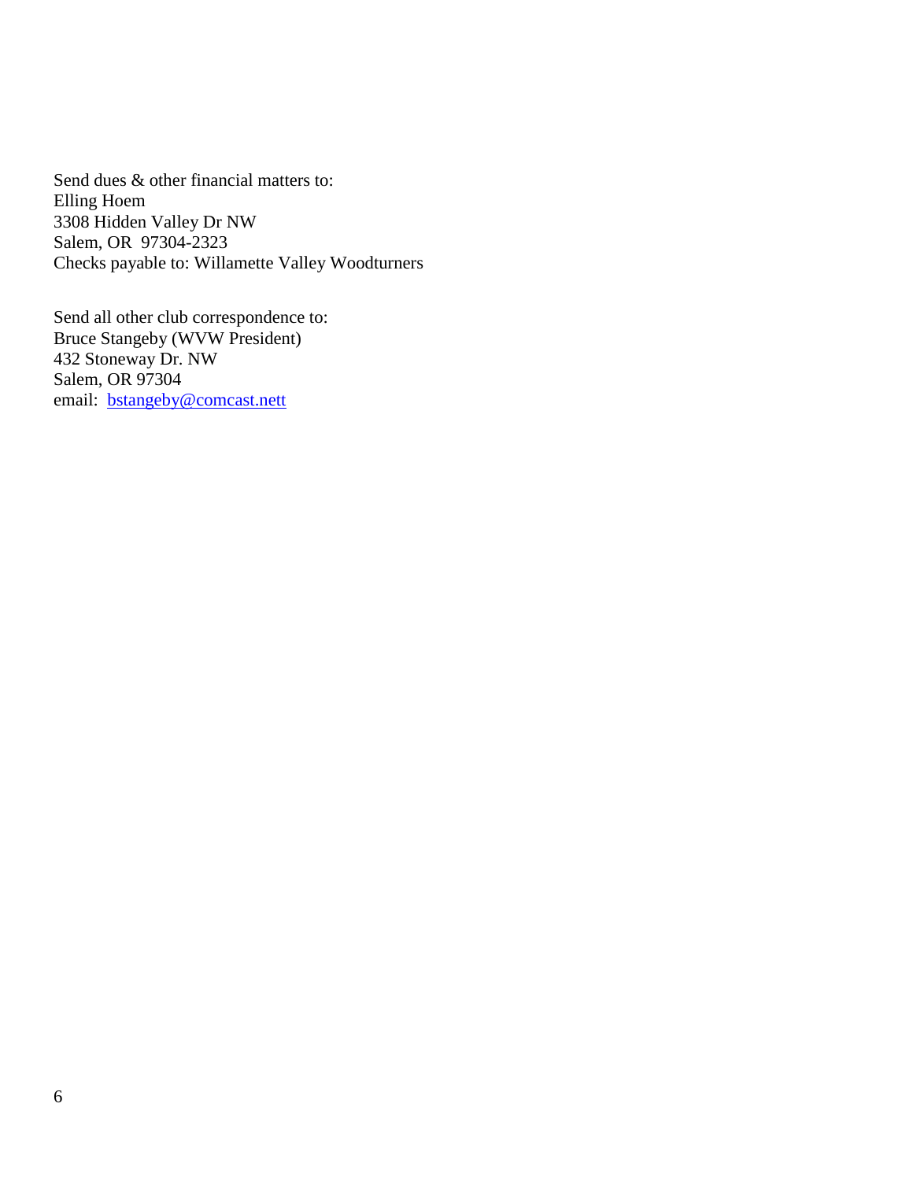Send dues & other financial matters to:
Elling Hoem
3308 Hidden Valley Dr NW
Salem, OR  97304-2323
Checks payable to: Willamette Valley Woodturners

Send all other club correspondence to:
Bruce Stangeby (WVW President)
432 Stoneway Dr. NW
Salem, OR 97304
email:  bstangeby@comcast.nett